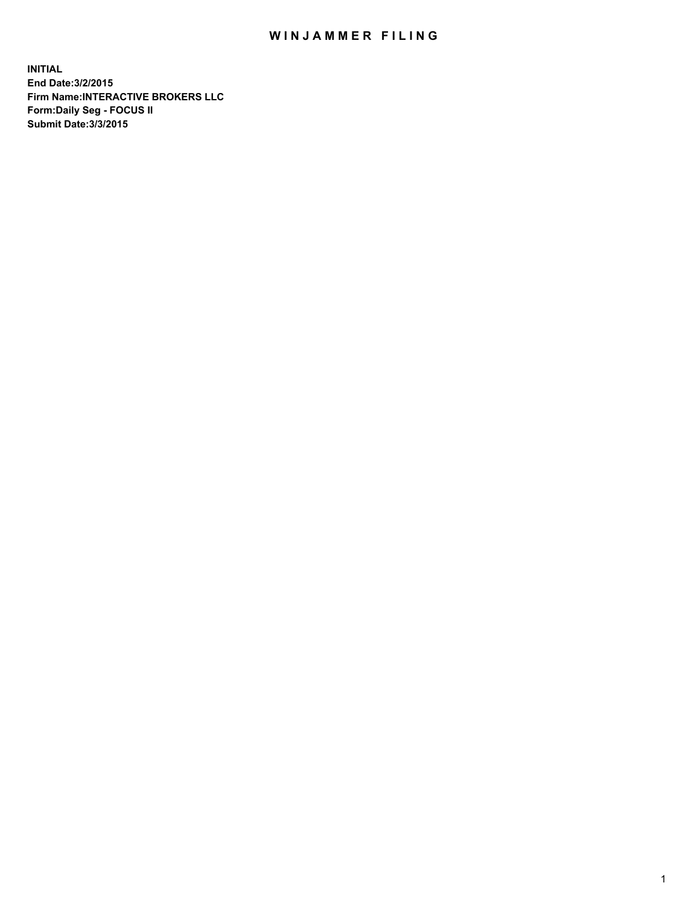# WINJAMMER FILING

**INITIAL**
**End Date:3/2/2015**
**Firm Name:INTERACTIVE BROKERS LLC**
**Form:Daily Seg - FOCUS II**
**Submit Date:3/3/2015**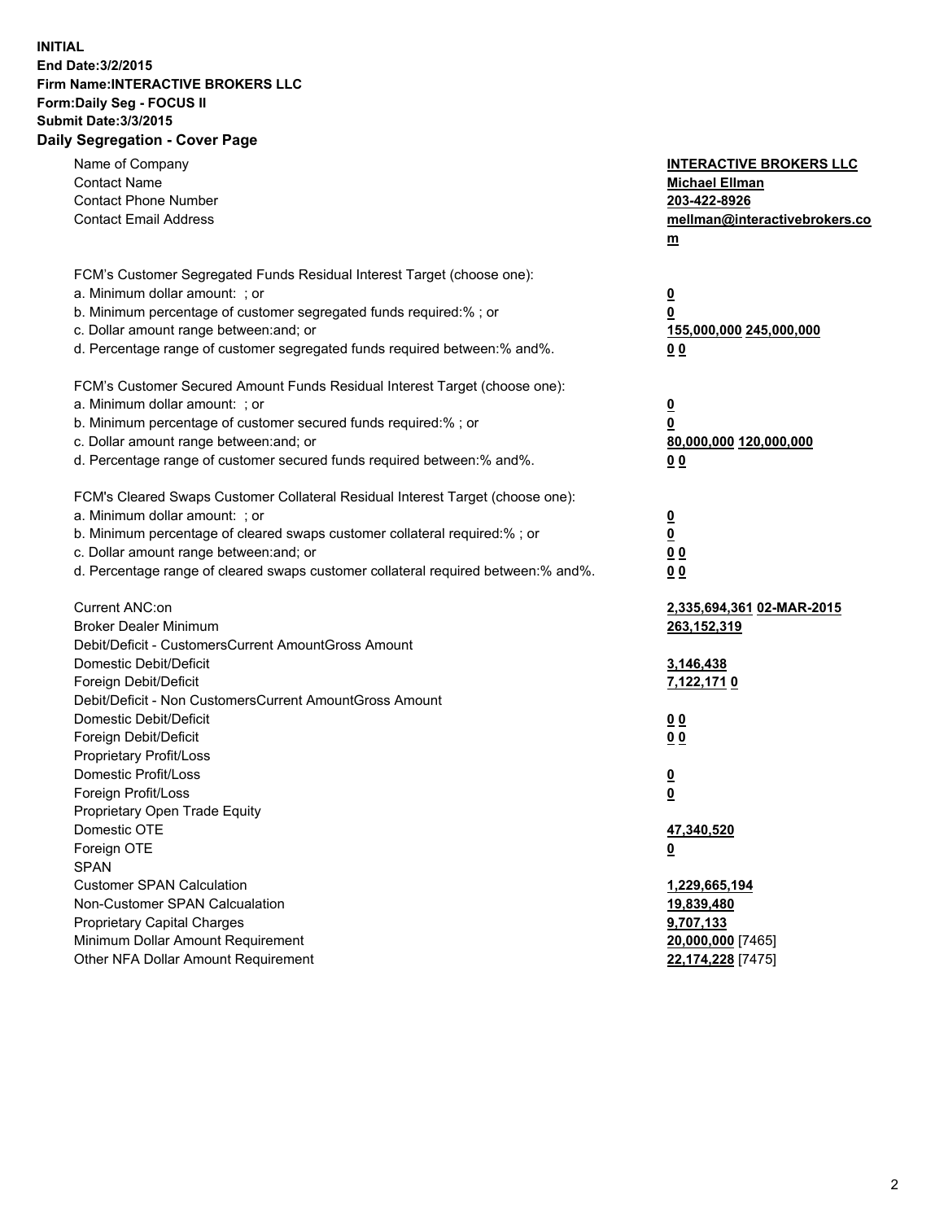**INITIAL**
**End Date:3/2/2015**
**Firm Name:INTERACTIVE BROKERS LLC**
**Form:Daily Seg - FOCUS II**
**Submit Date:3/3/2015**

## Daily Segregation - Cover Page

| | |
|---|---|
| Name of Company | **INTERACTIVE BROKERS LLC** |
| Contact Name | **Michael Ellman** |
| Contact Phone Number | **203-422-8926** |
| Contact Email Address | **mellman@interactivebrokers.com** |
| FCM's Customer Segregated Funds Residual Interest Target (choose one): | |
| a. Minimum dollar amount: ; or | **0** |
| b. Minimum percentage of customer segregated funds required:% ; or | **0** |
| c. Dollar amount range between:and; or | **155,000,000 245,000,000** |
| d. Percentage range of customer segregated funds required between:% and%. | **0 0** |
| FCM's Customer Secured Amount Funds Residual Interest Target (choose one): | |
| a. Minimum dollar amount: ; or | **0** |
| b. Minimum percentage of customer secured funds required:% ; or | **0** |
| c. Dollar amount range between:and; or | **80,000,000 120,000,000** |
| d. Percentage range of customer secured funds required between:% and%. | **0 0** |
| FCM's Cleared Swaps Customer Collateral Residual Interest Target (choose one): | |
| a. Minimum dollar amount: ; or | **0** |
| b. Minimum percentage of cleared swaps customer collateral required:% ; or | **0** |
| c. Dollar amount range between:and; or | **0 0** |
| d. Percentage range of cleared swaps customer collateral required between:% and%. | **0 0** |
| Current ANC:on | **2,335,694,361 02-MAR-2015** |
| Broker Dealer Minimum | **263,152,319** |
| Debit/Deficit - CustomersCurrent AmountGross Amount | |
| Domestic Debit/Deficit | **3,146,438** |
| Foreign Debit/Deficit | **7,122,171 0** |
| Debit/Deficit - Non CustomersCurrent AmountGross Amount | |
| Domestic Debit/Deficit | **0 0** |
| Foreign Debit/Deficit | **0 0** |
| Proprietary Profit/Loss | |
| Domestic Profit/Loss | **0** |
| Foreign Profit/Loss | **0** |
| Proprietary Open Trade Equity | |
| Domestic OTE | **47,340,520** |
| Foreign OTE | **0** |
| SPAN | |
| Customer SPAN Calculation | **1,229,665,194** |
| Non-Customer SPAN Calcualation | **19,839,480** |
| Proprietary Capital Charges | **9,707,133** |
| Minimum Dollar Amount Requirement | **20,000,000** [7465] |
| Other NFA Dollar Amount Requirement | **22,174,228** [7475] |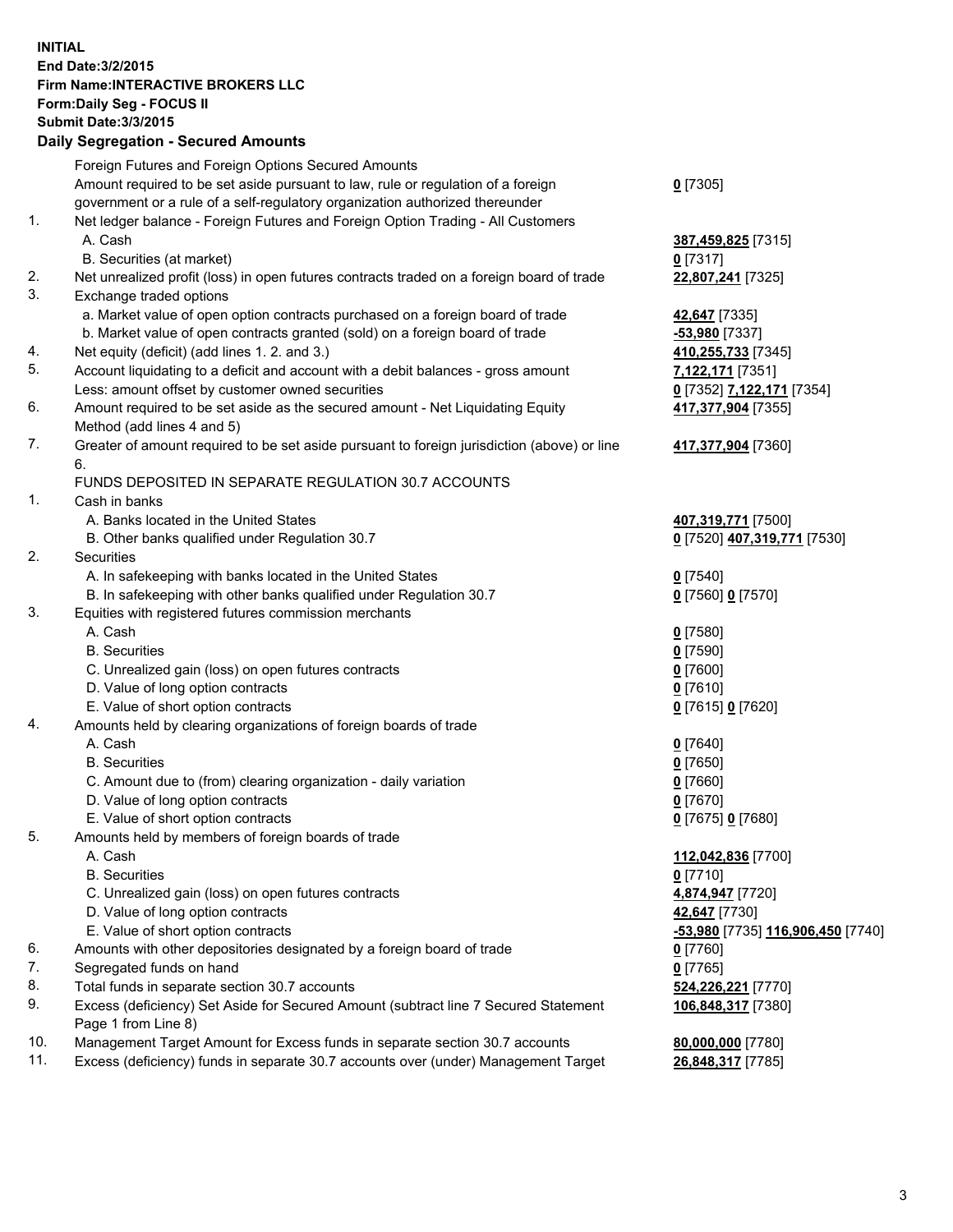**INITIAL**
**End Date:3/2/2015**
**Firm Name:INTERACTIVE BROKERS LLC**
**Form:Daily Seg - FOCUS II**
**Submit Date:3/3/2015**
**Daily Segregation - Secured Amounts**

| | | |
|---|---|---|
| | Foreign Futures and Foreign Options Secured Amounts | |
| | Amount required to be set aside pursuant to law, rule or regulation of a foreign government or a rule of a self-regulatory organization authorized thereunder | **0** [7305] |
| 1. | Net ledger balance - Foreign Futures and Foreign Option Trading - All Customers | |
| | A. Cash | **387,459,825** [7315] |
| | B. Securities (at market) | **0** [7317] |
| 2. | Net unrealized profit (loss) in open futures contracts traded on a foreign board of trade | **22,807,241** [7325] |
| 3. | Exchange traded options | |
| | a. Market value of open option contracts purchased on a foreign board of trade | **42,647** [7335] |
| | b. Market value of open contracts granted (sold) on a foreign board of trade | **-53,980** [7337] |
| 4. | Net equity (deficit) (add lines 1. 2. and 3.) | **410,255,733** [7345] |
| 5. | Account liquidating to a deficit and account with a debit balances - gross amount | **7,122,171** [7351] |
| | Less: amount offset by customer owned securities | **0** [7352] **7,122,171** [7354] |
| 6. | Amount required to be set aside as the secured amount - Net Liquidating Equity Method (add lines 4 and 5) | **417,377,904** [7355] |
| 7. | Greater of amount required to be set aside pursuant to foreign jurisdiction (above) or line 6. | **417,377,904** [7360] |
| | FUNDS DEPOSITED IN SEPARATE REGULATION 30.7 ACCOUNTS | |
| 1. | Cash in banks | |
| | A. Banks located in the United States | **407,319,771** [7500] |
| | B. Other banks qualified under Regulation 30.7 | **0** [7520] **407,319,771** [7530] |
| 2. | Securities | |
| | A. In safekeeping with banks located in the United States | **0** [7540] |
| | B. In safekeeping with other banks qualified under Regulation 30.7 | **0** [7560] **0** [7570] |
| 3. | Equities with registered futures commission merchants | |
| | A. Cash | **0** [7580] |
| | B. Securities | **0** [7590] |
| | C. Unrealized gain (loss) on open futures contracts | **0** [7600] |
| | D. Value of long option contracts | **0** [7610] |
| | E. Value of short option contracts | **0** [7615] **0** [7620] |
| 4. | Amounts held by clearing organizations of foreign boards of trade | |
| | A. Cash | **0** [7640] |
| | B. Securities | **0** [7650] |
| | C. Amount due to (from) clearing organization - daily variation | **0** [7660] |
| | D. Value of long option contracts | **0** [7670] |
| | E. Value of short option contracts | **0** [7675] **0** [7680] |
| 5. | Amounts held by members of foreign boards of trade | |
| | A. Cash | **112,042,836** [7700] |
| | B. Securities | **0** [7710] |
| | C. Unrealized gain (loss) on open futures contracts | **4,874,947** [7720] |
| | D. Value of long option contracts | **42,647** [7730] |
| | E. Value of short option contracts | **-53,980** [7735] **116,906,450** [7740] |
| 6. | Amounts with other depositories designated by a foreign board of trade | **0** [7760] |
| 7. | Segregated funds on hand | **0** [7765] |
| 8. | Total funds in separate section 30.7 accounts | **524,226,221** [7770] |
| 9. | Excess (deficiency) Set Aside for Secured Amount (subtract line 7 Secured Statement Page 1 from Line 8) | **106,848,317** [7380] |
| 10. | Management Target Amount for Excess funds in separate section 30.7 accounts | **80,000,000** [7780] |
| 11. | Excess (deficiency) funds in separate 30.7 accounts over (under) Management Target | **26,848,317** [7785] |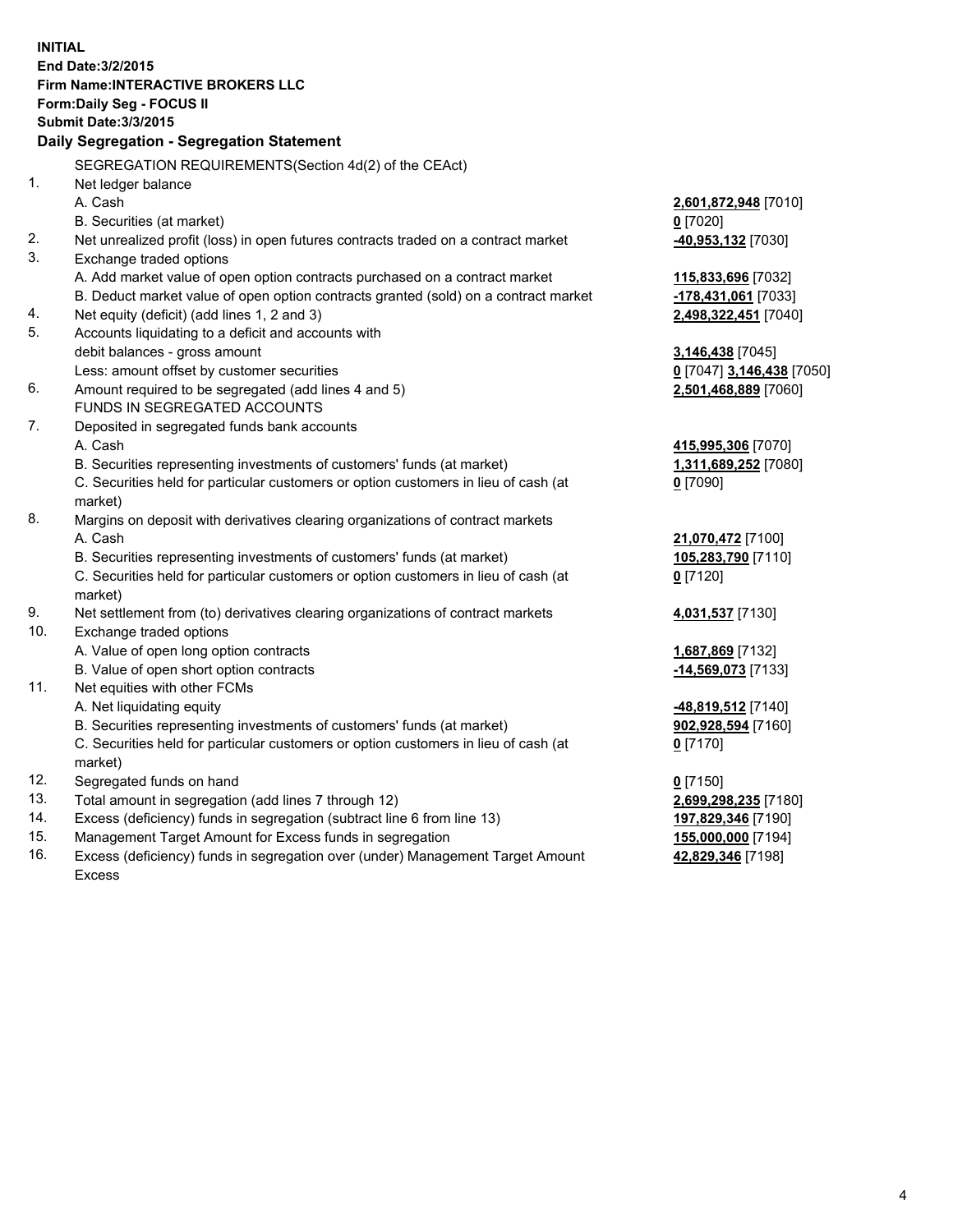**INITIAL**
**End Date:3/2/2015**
**Firm Name:INTERACTIVE BROKERS LLC**
**Form:Daily Seg - FOCUS II**
**Submit Date:3/3/2015**

### Daily Segregation - Segregation Statement

| | | |
|---|---|---|
| | SEGREGATION REQUIREMENTS(Section 4d(2) of the CEAct) | |
| 1. | Net ledger balance | |
| | A. Cash | **2,601,872,948** [7010] |
| | B. Securities (at market) | **0** [7020] |
| 2. | Net unrealized profit (loss) in open futures contracts traded on a contract market | **-40,953,132** [7030] |
| 3. | Exchange traded options | |
| | A. Add market value of open option contracts purchased on a contract market | **115,833,696** [7032] |
| | B. Deduct market value of open option contracts granted (sold) on a contract market | **-178,431,061** [7033] |
| 4. | Net equity (deficit) (add lines 1, 2 and 3) | **2,498,322,451** [7040] |
| 5. | Accounts liquidating to a deficit and accounts with | |
| | debit balances - gross amount | **3,146,438** [7045] |
| | Less: amount offset by customer securities | **0** [7047] **3,146,438** [7050] |
| 6. | Amount required to be segregated (add lines 4 and 5) | **2,501,468,889** [7060] |
| | FUNDS IN SEGREGATED ACCOUNTS | |
| 7. | Deposited in segregated funds bank accounts | |
| | A. Cash | **415,995,306** [7070] |
| | B. Securities representing investments of customers' funds (at market) | **1,311,689,252** [7080] |
| | C. Securities held for particular customers or option customers in lieu of cash (at market) | **0** [7090] |
| 8. | Margins on deposit with derivatives clearing organizations of contract markets | |
| | A. Cash | **21,070,472** [7100] |
| | B. Securities representing investments of customers' funds (at market) | **105,283,790** [7110] |
| | C. Securities held for particular customers or option customers in lieu of cash (at market) | **0** [7120] |
| 9. | Net settlement from (to) derivatives clearing organizations of contract markets | **4,031,537** [7130] |
| 10. | Exchange traded options | |
| | A. Value of open long option contracts | **1,687,869** [7132] |
| | B. Value of open short option contracts | **-14,569,073** [7133] |
| 11. | Net equities with other FCMs | |
| | A. Net liquidating equity | **-48,819,512** [7140] |
| | B. Securities representing investments of customers' funds (at market) | **902,928,594** [7160] |
| | C. Securities held for particular customers or option customers in lieu of cash (at market) | **0** [7170] |
| 12. | Segregated funds on hand | **0** [7150] |
| 13. | Total amount in segregation (add lines 7 through 12) | **2,699,298,235** [7180] |
| 14. | Excess (deficiency) funds in segregation (subtract line 6 from line 13) | **197,829,346** [7190] |
| 15. | Management Target Amount for Excess funds in segregation | **155,000,000** [7194] |
| 16. | Excess (deficiency) funds in segregation over (under) Management Target Amount Excess | **42,829,346** [7198] |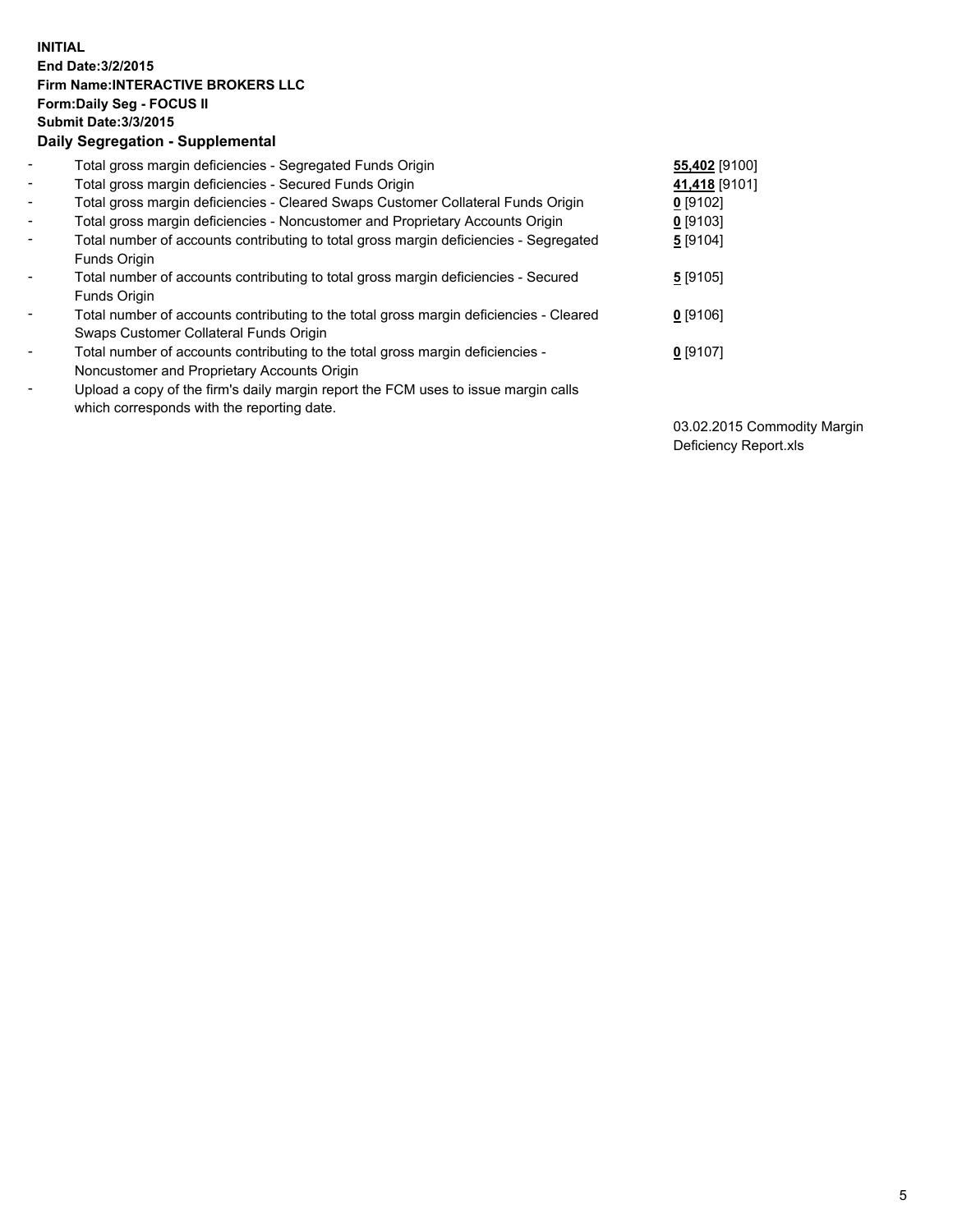**INITIAL**
**End Date:3/2/2015**
**Firm Name:INTERACTIVE BROKERS LLC**
**Form:Daily Seg - FOCUS II**
**Submit Date:3/3/2015**

**Daily Segregation - Supplemental**

| | | |
|---|---|---|
| - | Total gross margin deficiencies - Segregated Funds Origin | **55,402** [9100] |
| - | Total gross margin deficiencies - Secured Funds Origin | **41,418** [9101] |
| - | Total gross margin deficiencies - Cleared Swaps Customer Collateral Funds Origin | **0** [9102] |
| - | Total gross margin deficiencies - Noncustomer and Proprietary Accounts Origin | **0** [9103] |
| - | Total number of accounts contributing to total gross margin deficiencies - Segregated Funds Origin | **5** [9104] |
| - | Total number of accounts contributing to total gross margin deficiencies - Secured Funds Origin | **5** [9105] |
| - | Total number of accounts contributing to the total gross margin deficiencies - Cleared Swaps Customer Collateral Funds Origin | **0** [9106] |
| - | Total number of accounts contributing to the total gross margin deficiencies - Noncustomer and Proprietary Accounts Origin | **0** [9107] |
| - | Upload a copy of the firm's daily margin report the FCM uses to issue margin calls which corresponds with the reporting date. | 03.02.2015 Commodity Margin Deficiency Report.xls |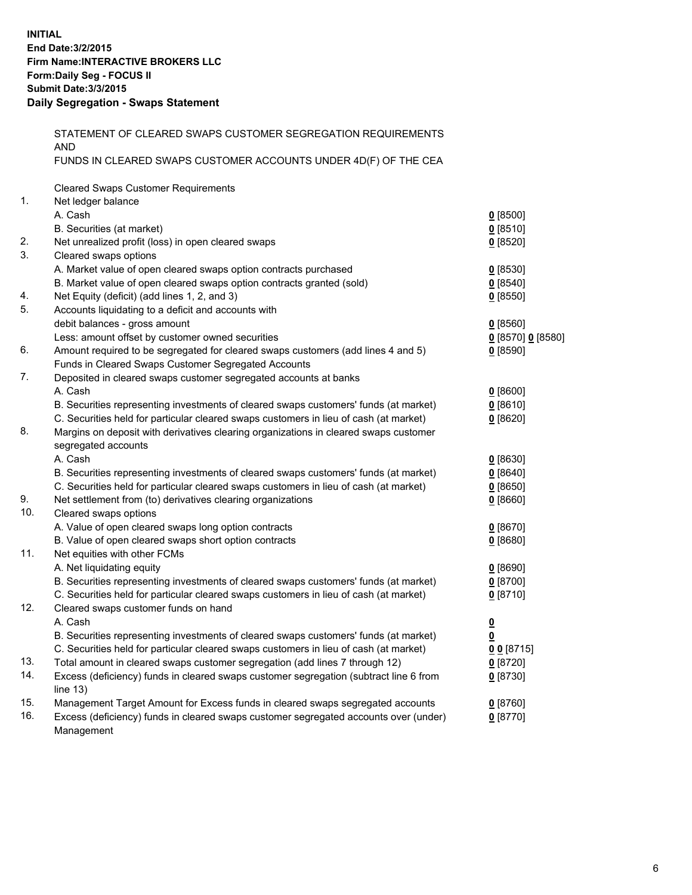**INITIAL**
**End Date:3/2/2015**
**Firm Name:INTERACTIVE BROKERS LLC**
**Form:Daily Seg - FOCUS II**
**Submit Date:3/3/2015**
**Daily Segregation - Swaps Statement**

STATEMENT OF CLEARED SWAPS CUSTOMER SEGREGATION REQUIREMENTS AND FUNDS IN CLEARED SWAPS CUSTOMER ACCOUNTS UNDER 4D(F) OF THE CEA

| | | |
|---|---|---|
| | Cleared Swaps Customer Requirements | |
| 1. | Net ledger balance | |
| | A. Cash | 0 [8500] |
| | B. Securities (at market) | 0 [8510] |
| 2. | Net unrealized profit (loss) in open cleared swaps | 0 [8520] |
| 3. | Cleared swaps options | |
| | A. Market value of open cleared swaps option contracts purchased | 0 [8530] |
| | B. Market value of open cleared swaps option contracts granted (sold) | 0 [8540] |
| 4. | Net Equity (deficit) (add lines 1, 2, and 3) | 0 [8550] |
| 5. | Accounts liquidating to a deficit and accounts with debit balances - gross amount | 0 [8560] |
| | Less: amount offset by customer owned securities | 0 [8570] 0 [8580] |
| 6. | Amount required to be segregated for cleared swaps customers (add lines 4 and 5) | 0 [8590] |
| | Funds in Cleared Swaps Customer Segregated Accounts | |
| 7. | Deposited in cleared swaps customer segregated accounts at banks | |
| | A. Cash | 0 [8600] |
| | B. Securities representing investments of cleared swaps customers' funds (at market) | 0 [8610] |
| | C. Securities held for particular cleared swaps customers in lieu of cash (at market) | 0 [8620] |
| 8. | Margins on deposit with derivatives clearing organizations in cleared swaps customer segregated accounts | |
| | A. Cash | 0 [8630] |
| | B. Securities representing investments of cleared swaps customers' funds (at market) | 0 [8640] |
| | C. Securities held for particular cleared swaps customers in lieu of cash (at market) | 0 [8650] |
| 9. | Net settlement from (to) derivatives clearing organizations | 0 [8660] |
| 10. | Cleared swaps options | |
| | A. Value of open cleared swaps long option contracts | 0 [8670] |
| | B. Value of open cleared swaps short option contracts | 0 [8680] |
| 11. | Net equities with other FCMs | |
| | A. Net liquidating equity | 0 [8690] |
| | B. Securities representing investments of cleared swaps customers' funds (at market) | 0 [8700] |
| | C. Securities held for particular cleared swaps customers in lieu of cash (at market) | 0 [8710] |
| 12. | Cleared swaps customer funds on hand | |
| | A. Cash | 0 |
| | B. Securities representing investments of cleared swaps customers' funds (at market) | 0 |
| | C. Securities held for particular cleared swaps customers in lieu of cash (at market) | 0 0 [8715] |
| 13. | Total amount in cleared swaps customer segregation (add lines 7 through 12) | 0 [8720] |
| 14. | Excess (deficiency) funds in cleared swaps customer segregation (subtract line 6 from line 13) | 0 [8730] |
| 15. | Management Target Amount for Excess funds in cleared swaps segregated accounts | 0 [8760] |
| 16. | Excess (deficiency) funds in cleared swaps customer segregated accounts over (under) Management | 0 [8770] |